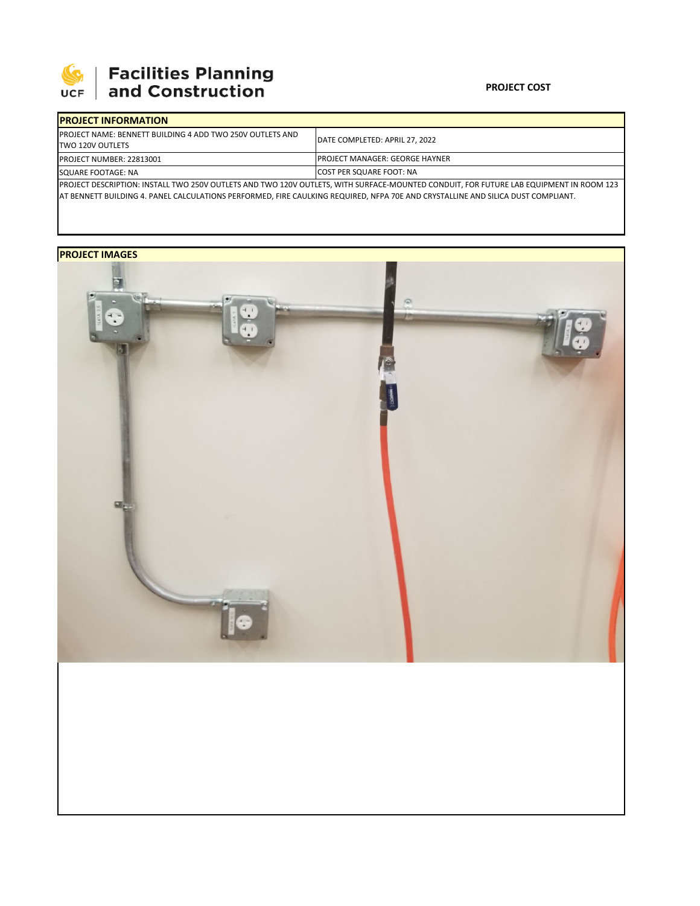**Facilities Planning and Construction**

**PROJECT COST**

| PROJECT INFORMATION | |
|---|---|
| PROJECT NAME: BENNETT BUILDING 4 ADD TWO 250V OUTLETS AND TWO 120V OUTLETS | DATE COMPLETED: APRIL 27, 2022 |
| PROJECT NUMBER: 22813001 | PROJECT MANAGER: GEORGE HAYNER |
| SQUARE FOOTAGE: NA | COST PER SQUARE FOOT: NA |
| PROJECT DESCRIPTION: INSTALL TWO 250V OUTLETS AND TWO 120V OUTLETS, WITH SURFACE-MOUNTED CONDUIT, FOR FUTURE LAB EQUIPMENT IN ROOM 123 AT BENNETT BUILDING 4. PANEL CALCULATIONS PERFORMED, FIRE CAULKING REQUIRED, NFPA 70E AND CRYSTALLINE AND SILICA DUST COMPLIANT. | |

**PROJECT IMAGES**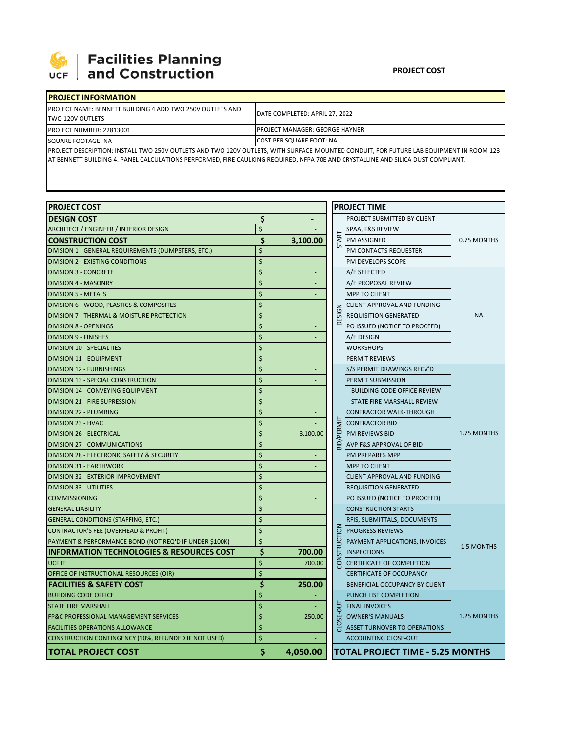**Facilities Planning and Construction**

**PROJECT COST**

| PROJECT INFORMATION | |
|---|---|
| PROJECT NAME: BENNETT BUILDING 4 ADD TWO 250V OUTLETS AND TWO 120V OUTLETS | DATE COMPLETED: APRIL 27, 2022 |
| PROJECT NUMBER: 22813001 | PROJECT MANAGER: GEORGE HAYNER |
| SQUARE FOOTAGE: NA | COST PER SQUARE FOOT: NA |
| PROJECT DESCRIPTION: INSTALL TWO 250V OUTLETS AND TWO 120V OUTLETS, WITH SURFACE-MOUNTED CONDUIT, FOR FUTURE LAB EQUIPMENT IN ROOM 123 AT BENNETT BUILDING 4. PANEL CALCULATIONS PERFORMED, FIRE CAULKING REQUIRED, NFPA 70E AND CRYSTALLINE AND SILICA DUST COMPLIANT. | |

| PROJECT COST | |
|---|---|
| **DESIGN COST** | **$ -** |
| ARCHITECT / ENGINEER / INTERIOR DESIGN | $ - |
| **CONSTRUCTION COST** | **$ 3,100.00** |
| DIVISION 1 - GENERAL REQUIREMENTS (DUMPSTERS, ETC.) | $ - |
| DIVISION 2 - EXISTING CONDITIONS | $ - |
| DIVISION 3 - CONCRETE | $ - |
| DIVISION 4 - MASONRY | $ - |
| DIVISION 5 - METALS | $ - |
| DIVISION 6 - WOOD, PLASTICS & COMPOSITES | $ - |
| DIVISION 7 - THERMAL & MOISTURE PROTECTION | $ - |
| DIVISION 8 - OPENINGS | $ - |
| DIVISION 9 - FINISHES | $ - |
| DIVISION 10 - SPECIALTIES | $ - |
| DIVISION 11 - EQUIPMENT | $ - |
| DIVISION 12 - FURNISHINGS | $ - |
| DIVISION 13 - SPECIAL CONSTRUCTION | $ - |
| DIVISION 14 - CONVEYING EQUIPMENT | $ - |
| DIVISION 21 - FIRE SUPRESSION | $ - |
| DIVISION 22 - PLUMBING | $ - |
| DIVISION 23 - HVAC | $ - |
| DIVISION 26 - ELECTRICAL | $ 3,100.00 |
| DIVISION 27 - COMMUNICATIONS | $ - |
| DIVISION 28 - ELECTRONIC SAFETY & SECURITY | $ - |
| DIVISION 31 - EARTHWORK | $ - |
| DIVISION 32 - EXTERIOR IMPROVEMENT | $ - |
| DIVISION 33 - UTILITIES | $ - |
| COMMISSIONING | $ - |
| GENERAL LIABILITY | $ - |
| GENERAL CONDITIONS (STAFFING, ETC.) | $ - |
| CONTRACTOR'S FEE (OVERHEAD & PROFIT) | $ - |
| PAYMENT & PERFORMANCE BOND (NOT REQ'D IF UNDER $100K) | $ - |
| **INFORMATION TECHNOLOGIES & RESOURCES COST** | **$ 700.00** |
| UCF IT | $ 700.00 |
| OFFICE OF INSTRUCTIONAL RESOURCES (OIR) | $ - |
| **FACILITIES & SAFETY COST** | **$ 250.00** |
| BUILDING CODE OFFICE | $ - |
| STATE FIRE MARSHALL | $ - |
| FP&C PROFESSIONAL MANAGEMENT SERVICES | $ 250.00 |
| FACILITIES OPERATIONS ALLOWANCE | $ - |
| CONSTRUCTION CONTINGENCY (10%, REFUNDED IF NOT USED) | $ - |
| **TOTAL PROJECT COST** | **$ 4,050.00** |

| PROJECT TIME | | |
|---|---|---|
| START | PROJECT SUBMITTED BY CLIENT | 0.75 MONTHS |
| | SPAA, F&S REVIEW | |
| | PM ASSIGNED | |
| | PM CONTACTS REQUESTER | |
| | PM DEVELOPS SCOPE | |
| DESIGN | A/E SELECTED | NA |
| | A/E PROPOSAL REVIEW | |
| | MPP TO CLIENT | |
| | CLIENT APPROVAL AND FUNDING | |
| | REQUISITION GENERATED | |
| | PO ISSUED (NOTICE TO PROCEED) | |
| | A/E DESIGN | |
| | WORKSHOPS | |
| | PERMIT REVIEWS | |
| BID/PERMIT | S/S PERMIT DRAWINGS RECV'D | 1.75 MONTHS |
| | PERMIT SUBMISSION | |
| | BUILDING CODE OFFICE REVIEW | |
| | STATE FIRE MARSHALL REVIEW | |
| | CONTRACTOR WALK-THROUGH | |
| | CONTRACTOR BID | |
| | PM REVIEWS BID | |
| | AVP F&S APPROVAL OF BID | |
| | PM PREPARES MPP | |
| | MPP TO CLIENT | |
| | CLIENT APPROVAL AND FUNDING | |
| | REQUISITION GENERATED | |
| | PO ISSUED (NOTICE TO PROCEED) | |
| CONSTRUCTION | CONSTRUCTION STARTS | 1.5 MONTHS |
| | RFIS, SUBMITTALS, DOCUMENTS | |
| | PROGRESS REVIEWS | |
| | PAYMENT APPLICATIONS, INVOICES | |
| | INSPECTIONS | |
| | CERTIFICATE OF COMPLETION | |
| | CERTIFICATE OF OCCUPANCY | |
| | BENEFICIAL OCCUPANCY BY CLIENT | |
| CLOSE-OUT | PUNCH LIST COMPLETION | 1.25 MONTHS |
| | FINAL INVOICES | |
| | OWNER'S MANUALS | |
| | ASSET TURNOVER TO OPERATIONS | |
| | ACCOUNTING CLOSE-OUT | |
| **TOTAL PROJECT TIME - 5.25 MONTHS** | | |